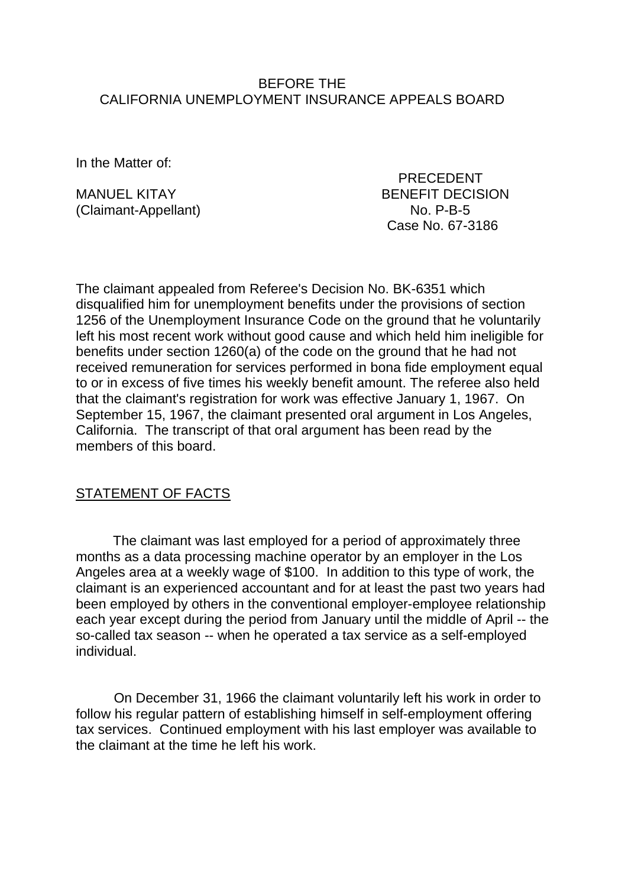BEFORE THE
CALIFORNIA UNEMPLOYMENT INSURANCE APPEALS BOARD

In the Matter of:

MANUEL KITAY
(Claimant-Appellant)

PRECEDENT
BENEFIT DECISION
No. P-B-5
Case No. 67-3186

The claimant appealed from Referee's Decision No. BK-6351 which disqualified him for unemployment benefits under the provisions of section 1256 of the Unemployment Insurance Code on the ground that he voluntarily left his most recent work without good cause and which held him ineligible for benefits under section 1260(a) of the code on the ground that he had not received remuneration for services performed in bona fide employment equal to or in excess of five times his weekly benefit amount. The referee also held that the claimant's registration for work was effective January 1, 1967. On September 15, 1967, the claimant presented oral argument in Los Angeles, California. The transcript of that oral argument has been read by the members of this board.

## STATEMENT OF FACTS

The claimant was last employed for a period of approximately three months as a data processing machine operator by an employer in the Los Angeles area at a weekly wage of $100. In addition to this type of work, the claimant is an experienced accountant and for at least the past two years had been employed by others in the conventional employer-employee relationship each year except during the period from January until the middle of April -- the so-called tax season -- when he operated a tax service as a self-employed individual.

On December 31, 1966 the claimant voluntarily left his work in order to follow his regular pattern of establishing himself in self-employment offering tax services. Continued employment with his last employer was available to the claimant at the time he left his work.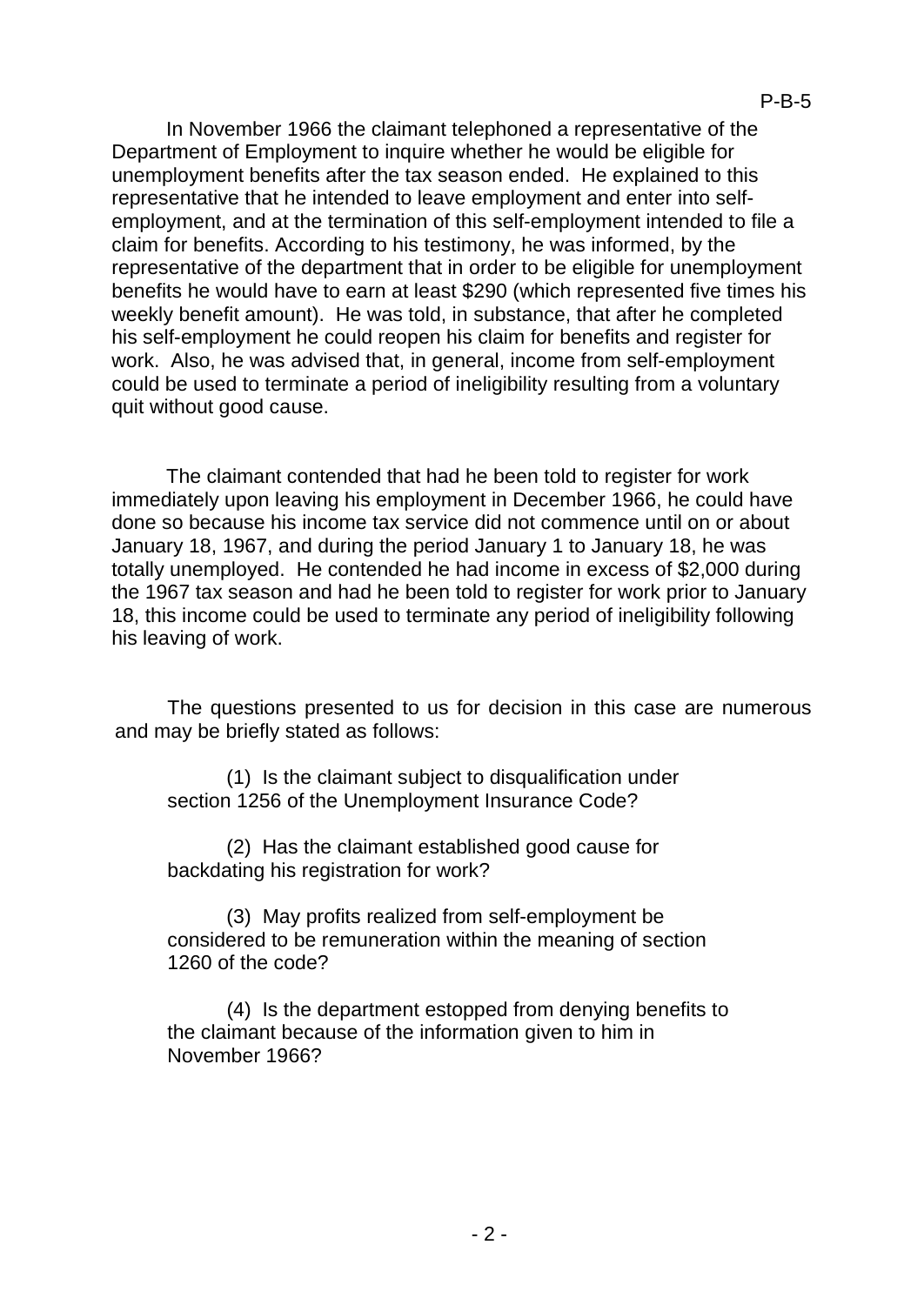In November 1966 the claimant telephoned a representative of the Department of Employment to inquire whether he would be eligible for unemployment benefits after the tax season ended. He explained to this representative that he intended to leave employment and enter into self-employment, and at the termination of this self-employment intended to file a claim for benefits. According to his testimony, he was informed, by the representative of the department that in order to be eligible for unemployment benefits he would have to earn at least $290 (which represented five times his weekly benefit amount). He was told, in substance, that after he completed his self-employment he could reopen his claim for benefits and register for work. Also, he was advised that, in general, income from self-employment could be used to terminate a period of ineligibility resulting from a voluntary quit without good cause.

The claimant contended that had he been told to register for work immediately upon leaving his employment in December 1966, he could have done so because his income tax service did not commence until on or about January 18, 1967, and during the period January 1 to January 18, he was totally unemployed. He contended he had income in excess of $2,000 during the 1967 tax season and had he been told to register for work prior to January 18, this income could be used to terminate any period of ineligibility following his leaving of work.

The questions presented to us for decision in this case are numerous and may be briefly stated as follows:

(1) Is the claimant subject to disqualification under section 1256 of the Unemployment Insurance Code?

(2) Has the claimant established good cause for backdating his registration for work?

(3) May profits realized from self-employment be considered to be remuneration within the meaning of section 1260 of the code?

(4) Is the department estopped from denying benefits to the claimant because of the information given to him in November 1966?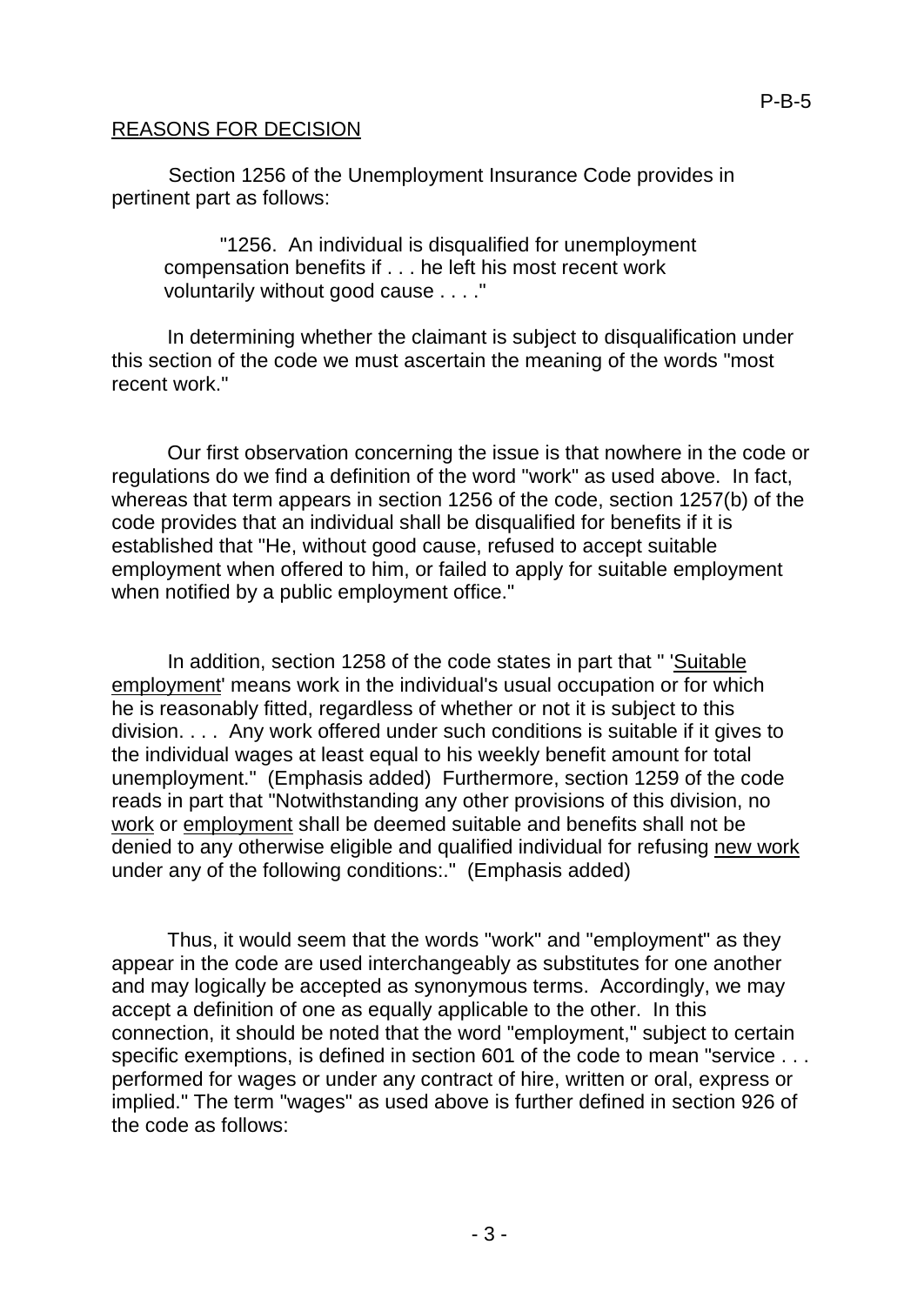## REASONS FOR DECISION

Section 1256 of the Unemployment Insurance Code provides in pertinent part as follows:

> "1256. An individual is disqualified for unemployment compensation benefits if . . . he left his most recent work voluntarily without good cause . . . ."

In determining whether the claimant is subject to disqualification under this section of the code we must ascertain the meaning of the words "most recent work."

Our first observation concerning the issue is that nowhere in the code or regulations do we find a definition of the word "work" as used above. In fact, whereas that term appears in section 1256 of the code, section 1257(b) of the code provides that an individual shall be disqualified for benefits if it is established that "He, without good cause, refused to accept suitable employment when offered to him, or failed to apply for suitable employment when notified by a public employment office."

In addition, section 1258 of the code states in part that " '<u>Suitable employment</u>' means work in the individual's usual occupation or for which he is reasonably fitted, regardless of whether or not it is subject to this division. . . . Any work offered under such conditions is suitable if it gives to the individual wages at least equal to his weekly benefit amount for total unemployment." (Emphasis added) Furthermore, section 1259 of the code reads in part that "Notwithstanding any other provisions of this division, no <u>work</u> or <u>employment</u> shall be deemed suitable and benefits shall not be denied to any otherwise eligible and qualified individual for refusing <u>new work</u> under any of the following conditions:." (Emphasis added)

Thus, it would seem that the words "work" and "employment" as they appear in the code are used interchangeably as substitutes for one another and may logically be accepted as synonymous terms. Accordingly, we may accept a definition of one as equally applicable to the other. In this connection, it should be noted that the word "employment," subject to certain specific exemptions, is defined in section 601 of the code to mean "service . . . performed for wages or under any contract of hire, written or oral, express or implied." The term "wages" as used above is further defined in section 926 of the code as follows: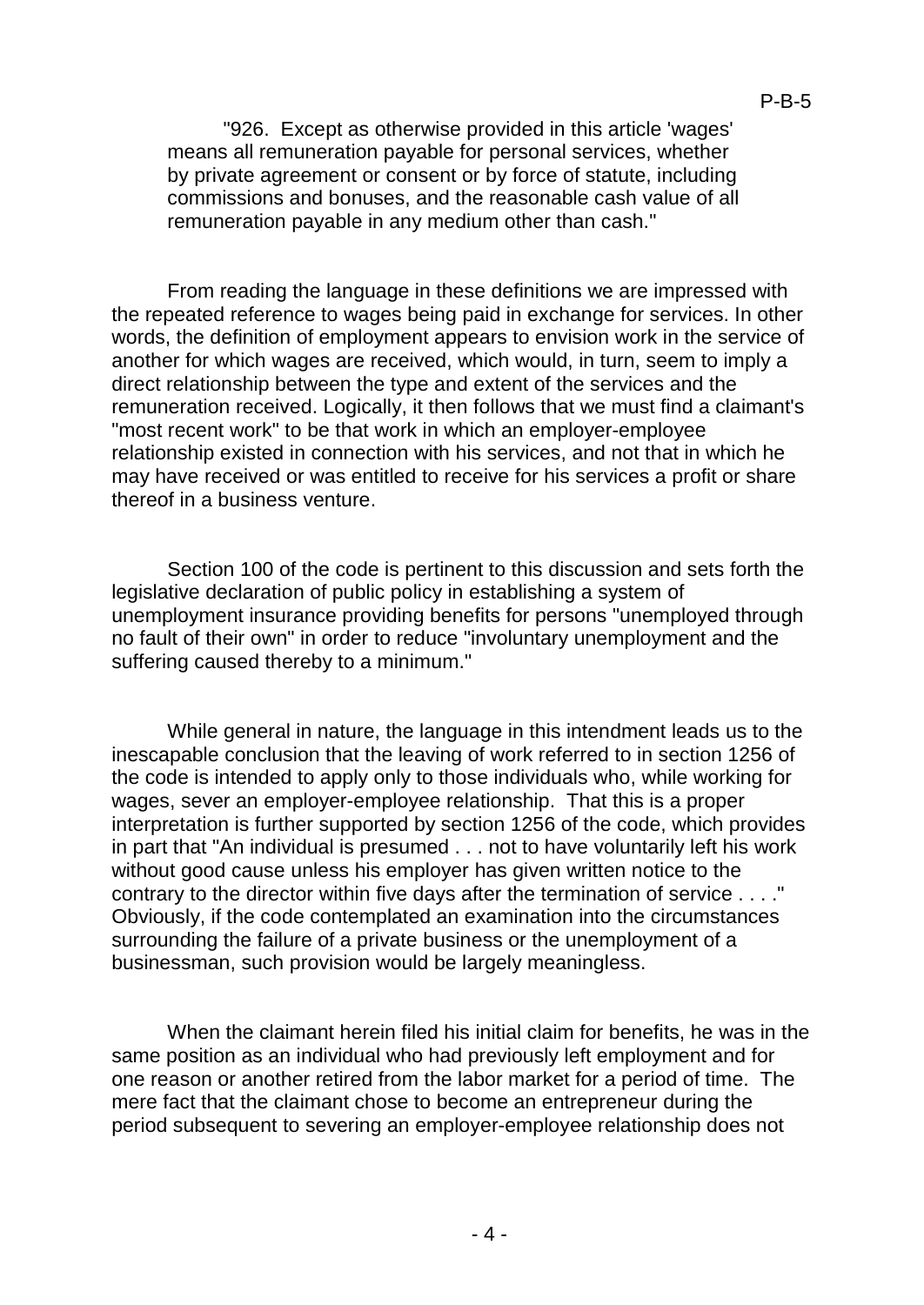> "926. Except as otherwise provided in this article 'wages' means all remuneration payable for personal services, whether by private agreement or consent or by force of statute, including commissions and bonuses, and the reasonable cash value of all remuneration payable in any medium other than cash."

From reading the language in these definitions we are impressed with the repeated reference to wages being paid in exchange for services. In other words, the definition of employment appears to envision work in the service of another for which wages are received, which would, in turn, seem to imply a direct relationship between the type and extent of the services and the remuneration received. Logically, it then follows that we must find a claimant's "most recent work" to be that work in which an employer-employee relationship existed in connection with his services, and not that in which he may have received or was entitled to receive for his services a profit or share thereof in a business venture.

Section 100 of the code is pertinent to this discussion and sets forth the legislative declaration of public policy in establishing a system of unemployment insurance providing benefits for persons "unemployed through no fault of their own" in order to reduce "involuntary unemployment and the suffering caused thereby to a minimum."

While general in nature, the language in this intendment leads us to the inescapable conclusion that the leaving of work referred to in section 1256 of the code is intended to apply only to those individuals who, while working for wages, sever an employer-employee relationship. That this is a proper interpretation is further supported by section 1256 of the code, which provides in part that "An individual is presumed . . . not to have voluntarily left his work without good cause unless his employer has given written notice to the contrary to the director within five days after the termination of service . . . ." Obviously, if the code contemplated an examination into the circumstances surrounding the failure of a private business or the unemployment of a businessman, such provision would be largely meaningless.

When the claimant herein filed his initial claim for benefits, he was in the same position as an individual who had previously left employment and for one reason or another retired from the labor market for a period of time. The mere fact that the claimant chose to become an entrepreneur during the period subsequent to severing an employer-employee relationship does not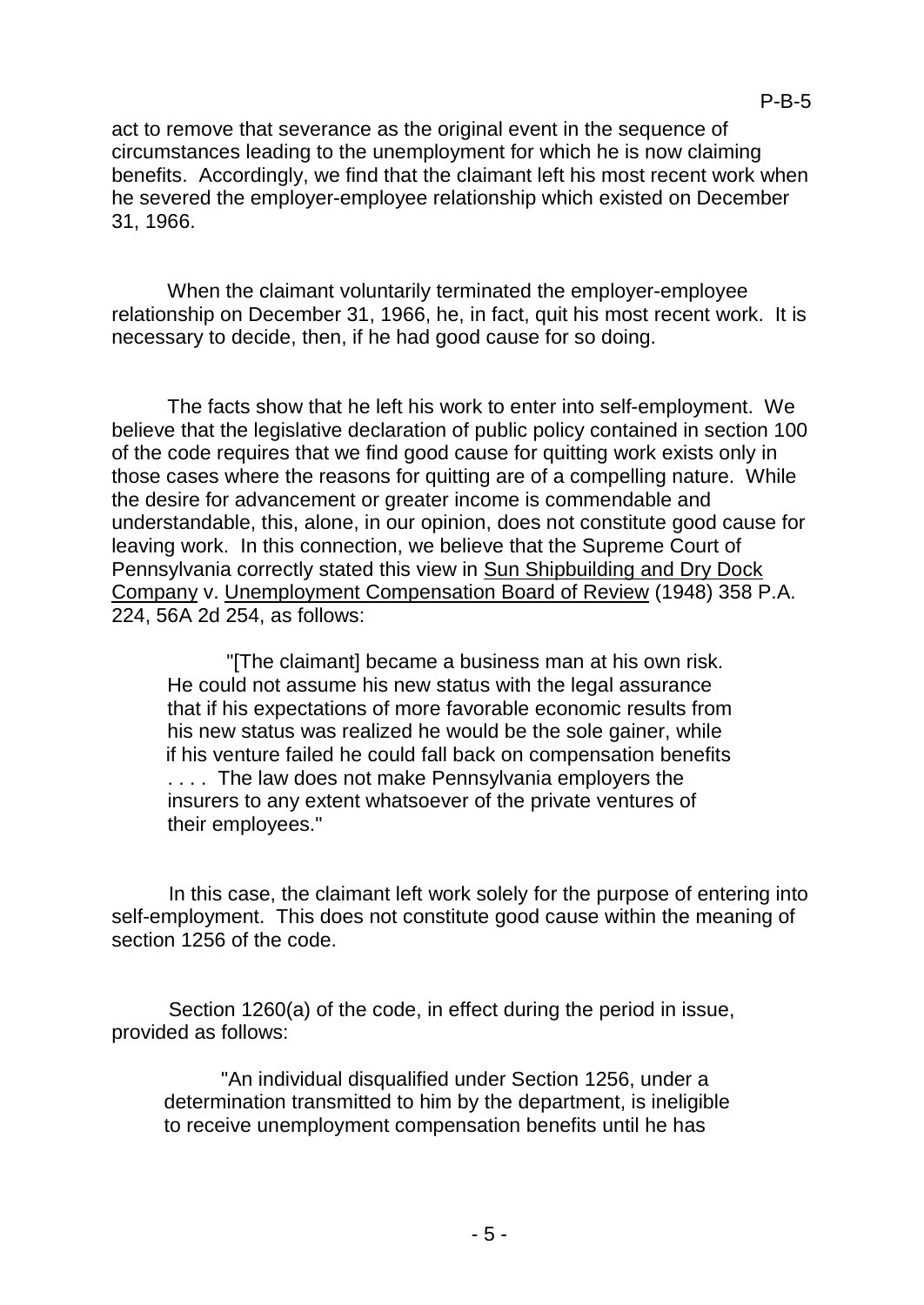act to remove that severance as the original event in the sequence of circumstances leading to the unemployment for which he is now claiming benefits. Accordingly, we find that the claimant left his most recent work when he severed the employer-employee relationship which existed on December 31, 1966.

When the claimant voluntarily terminated the employer-employee relationship on December 31, 1966, he, in fact, quit his most recent work. It is necessary to decide, then, if he had good cause for so doing.

The facts show that he left his work to enter into self-employment. We believe that the legislative declaration of public policy contained in section 100 of the code requires that we find good cause for quitting work exists only in those cases where the reasons for quitting are of a compelling nature. While the desire for advancement or greater income is commendable and understandable, this, alone, in our opinion, does not constitute good cause for leaving work. In this connection, we believe that the Supreme Court of Pennsylvania correctly stated this view in Sun Shipbuilding and Dry Dock Company v. Unemployment Compensation Board of Review (1948) 358 P.A. 224, 56A 2d 254, as follows:

> "[The claimant] became a business man at his own risk. He could not assume his new status with the legal assurance that if his expectations of more favorable economic results from his new status was realized he would be the sole gainer, while if his venture failed he could fall back on compensation benefits . . . . The law does not make Pennsylvania employers the insurers to any extent whatsoever of the private ventures of their employees."

In this case, the claimant left work solely for the purpose of entering into self-employment. This does not constitute good cause within the meaning of section 1256 of the code.

Section 1260(a) of the code, in effect during the period in issue, provided as follows:

> "An individual disqualified under Section 1256, under a determination transmitted to him by the department, is ineligible to receive unemployment compensation benefits until he has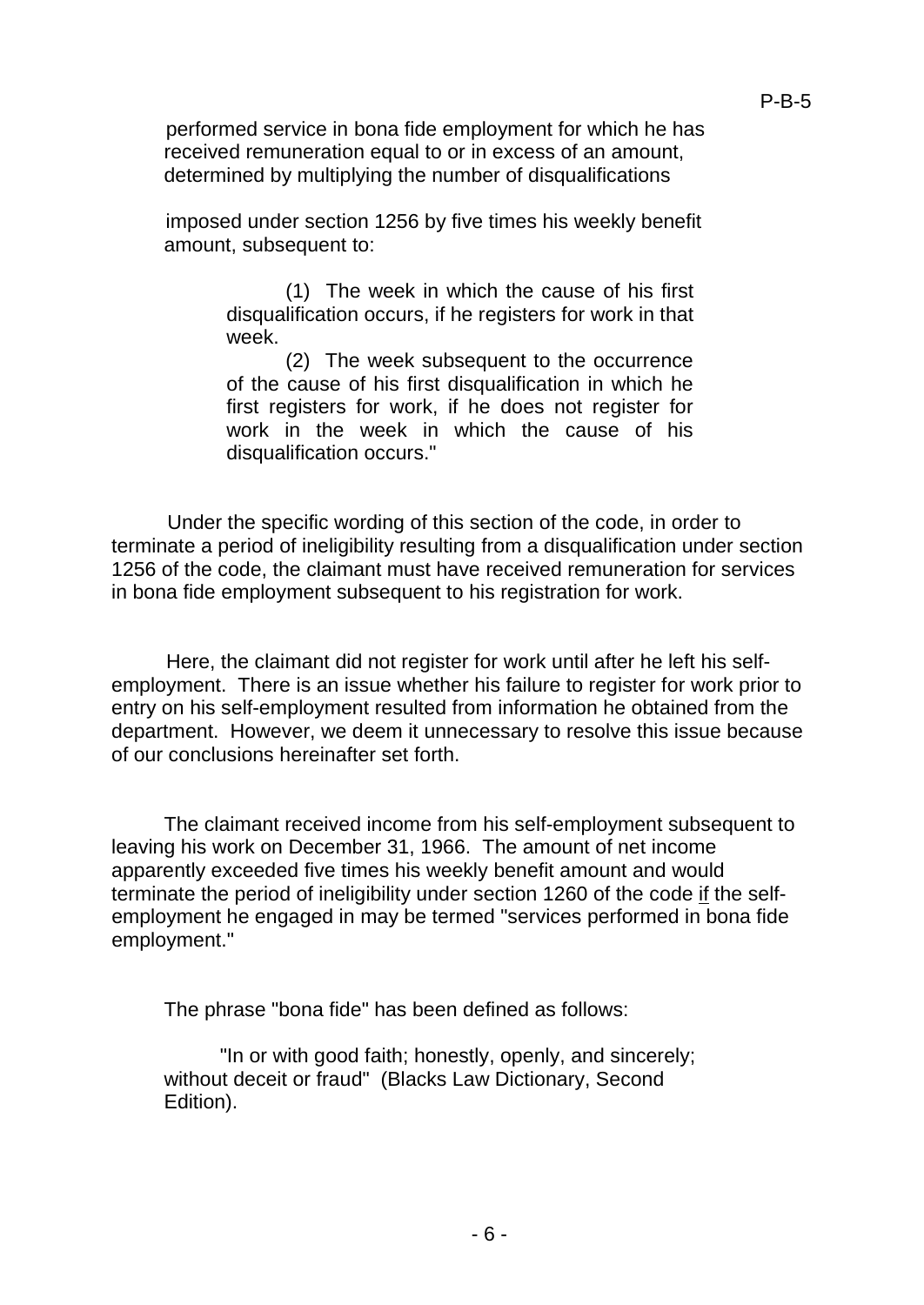performed service in bona fide employment for which he has received remuneration equal to or in excess of an amount, determined by multiplying the number of disqualifications

imposed under section 1256 by five times his weekly benefit amount, subsequent to:

> (1) The week in which the cause of his first disqualification occurs, if he registers for work in that week.
>
> (2) The week subsequent to the occurrence of the cause of his first disqualification in which he first registers for work, if he does not register for work in the week in which the cause of his disqualification occurs."

Under the specific wording of this section of the code, in order to terminate a period of ineligibility resulting from a disqualification under section 1256 of the code, the claimant must have received remuneration for services in bona fide employment subsequent to his registration for work.

Here, the claimant did not register for work until after he left his self-employment. There is an issue whether his failure to register for work prior to entry on his self-employment resulted from information he obtained from the department. However, we deem it unnecessary to resolve this issue because of our conclusions hereinafter set forth.

The claimant received income from his self-employment subsequent to leaving his work on December 31, 1966. The amount of net income apparently exceeded five times his weekly benefit amount and would terminate the period of ineligibility under section 1260 of the code <u>if</u> the self-employment he engaged in may be termed "services performed in bona fide employment."

The phrase "bona fide" has been defined as follows:

> "In or with good faith; honestly, openly, and sincerely; without deceit or fraud" (Blacks Law Dictionary, Second Edition).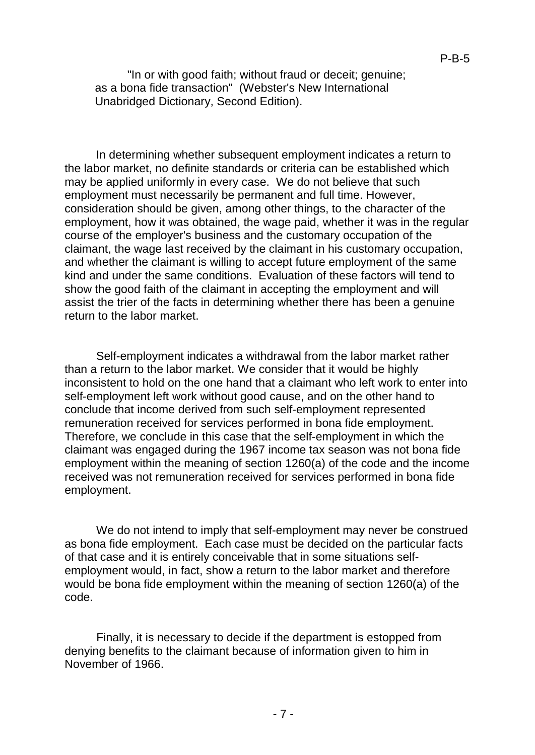"In or with good faith; without fraud or deceit; genuine; as a bona fide transaction" (Webster's New International Unabridged Dictionary, Second Edition).

In determining whether subsequent employment indicates a return to the labor market, no definite standards or criteria can be established which may be applied uniformly in every case. We do not believe that such employment must necessarily be permanent and full time. However, consideration should be given, among other things, to the character of the employment, how it was obtained, the wage paid, whether it was in the regular course of the employer's business and the customary occupation of the claimant, the wage last received by the claimant in his customary occupation, and whether the claimant is willing to accept future employment of the same kind and under the same conditions. Evaluation of these factors will tend to show the good faith of the claimant in accepting the employment and will assist the trier of the facts in determining whether there has been a genuine return to the labor market.

Self-employment indicates a withdrawal from the labor market rather than a return to the labor market. We consider that it would be highly inconsistent to hold on the one hand that a claimant who left work to enter into self-employment left work without good cause, and on the other hand to conclude that income derived from such self-employment represented remuneration received for services performed in bona fide employment. Therefore, we conclude in this case that the self-employment in which the claimant was engaged during the 1967 income tax season was not bona fide employment within the meaning of section 1260(a) of the code and the income received was not remuneration received for services performed in bona fide employment.

We do not intend to imply that self-employment may never be construed as bona fide employment. Each case must be decided on the particular facts of that case and it is entirely conceivable that in some situations self-employment would, in fact, show a return to the labor market and therefore would be bona fide employment within the meaning of section 1260(a) of the code.

Finally, it is necessary to decide if the department is estopped from denying benefits to the claimant because of information given to him in November of 1966.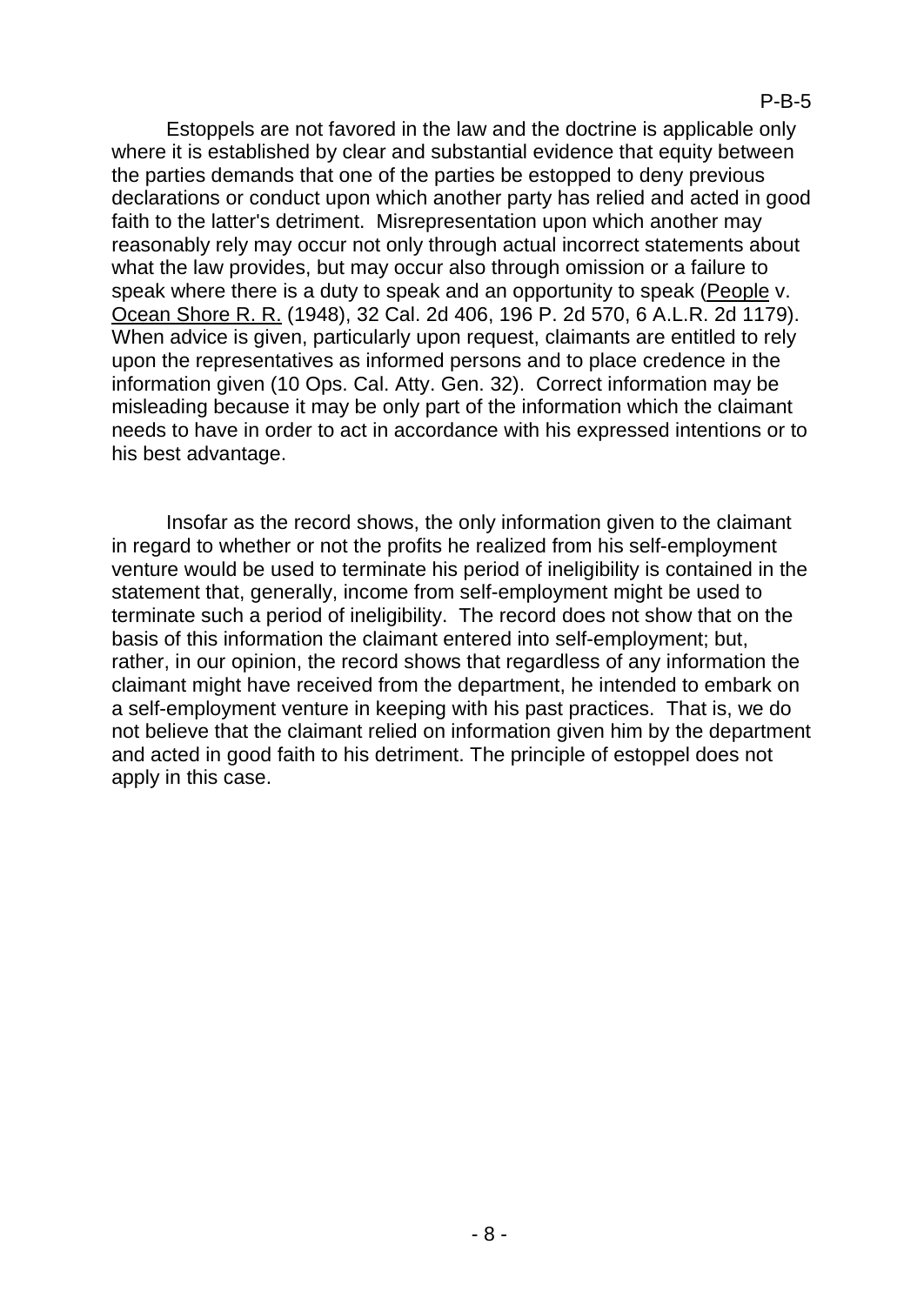Estoppels are not favored in the law and the doctrine is applicable only where it is established by clear and substantial evidence that equity between the parties demands that one of the parties be estopped to deny previous declarations or conduct upon which another party has relied and acted in good faith to the latter's detriment. Misrepresentation upon which another may reasonably rely may occur not only through actual incorrect statements about what the law provides, but may occur also through omission or a failure to speak where there is a duty to speak and an opportunity to speak (People v. Ocean Shore R. R. (1948), 32 Cal. 2d 406, 196 P. 2d 570, 6 A.L.R. 2d 1179). When advice is given, particularly upon request, claimants are entitled to rely upon the representatives as informed persons and to place credence in the information given (10 Ops. Cal. Atty. Gen. 32). Correct information may be misleading because it may be only part of the information which the claimant needs to have in order to act in accordance with his expressed intentions or to his best advantage.

Insofar as the record shows, the only information given to the claimant in regard to whether or not the profits he realized from his self-employment venture would be used to terminate his period of ineligibility is contained in the statement that, generally, income from self-employment might be used to terminate such a period of ineligibility. The record does not show that on the basis of this information the claimant entered into self-employment; but, rather, in our opinion, the record shows that regardless of any information the claimant might have received from the department, he intended to embark on a self-employment venture in keeping with his past practices. That is, we do not believe that the claimant relied on information given him by the department and acted in good faith to his detriment. The principle of estoppel does not apply in this case.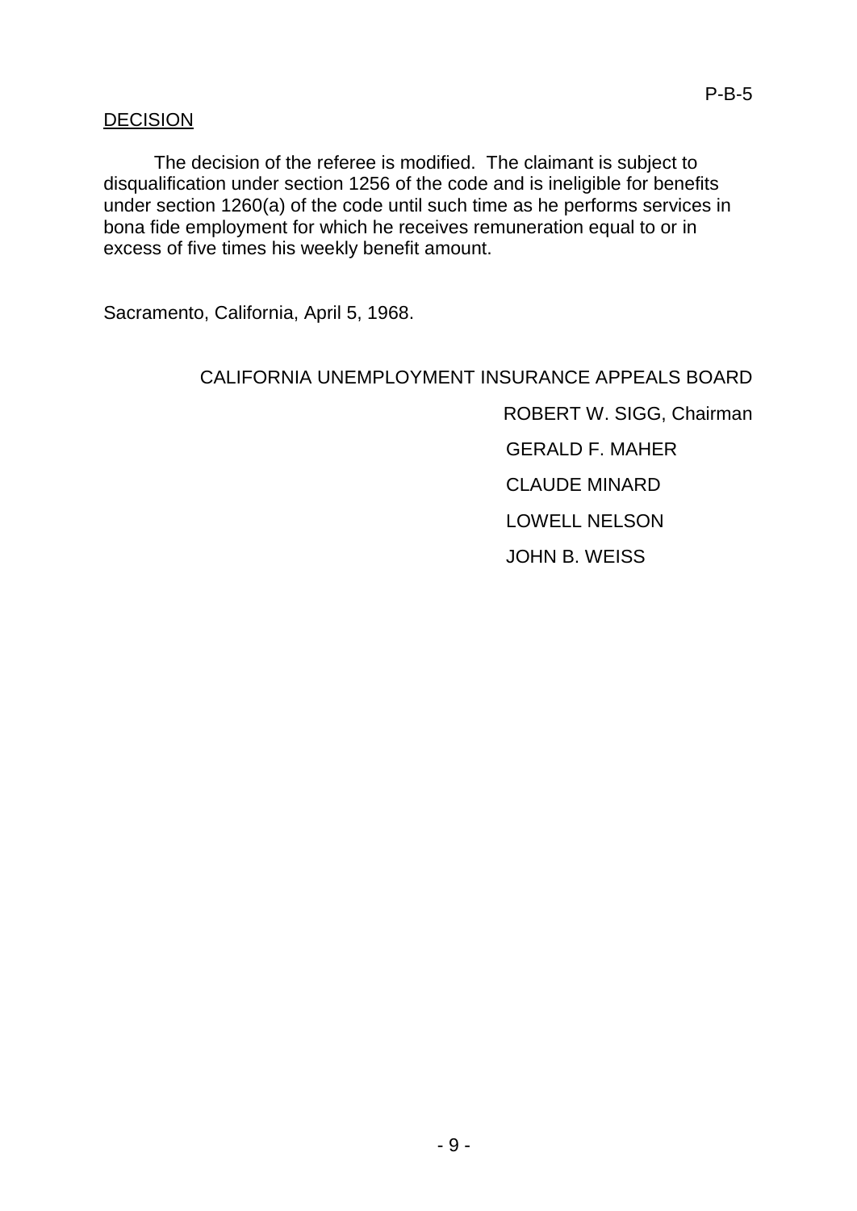<u>DECISION</u>

The decision of the referee is modified. The claimant is subject to disqualification under section 1256 of the code and is ineligible for benefits under section 1260(a) of the code until such time as he performs services in bona fide employment for which he receives remuneration equal to or in excess of five times his weekly benefit amount.

Sacramento, California, April 5, 1968.

CALIFORNIA UNEMPLOYMENT INSURANCE APPEALS BOARD

ROBERT W. SIGG, Chairman

GERALD F. MAHER

CLAUDE MINARD

LOWELL NELSON

JOHN B. WEISS